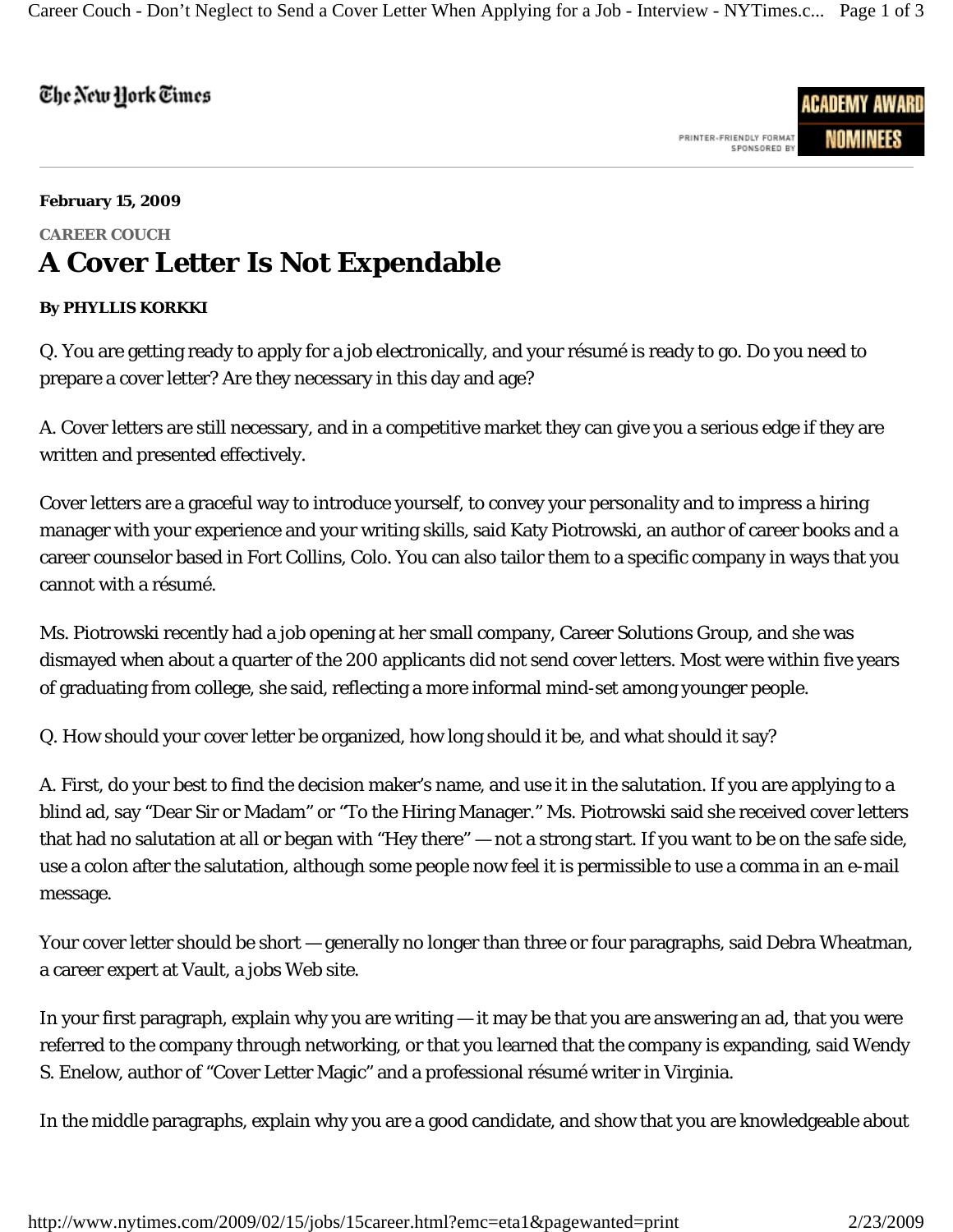The New York Times

PRINTER-FRIENDLY FORMAT SPONSORED BY

**February 15, 2009**

**CAREER COUCH**

# A Cover Letter Is Not Expendable

**By PHYLLIS KORKKI**

Q. You are getting ready to apply for a job electronically, and your résumé is ready to go. Do you need to prepare a cover letter? Are they necessary in this day and age?

A. Cover letters are still necessary, and in a competitive market they can give you a serious edge if they are written and presented effectively.

Cover letters are a graceful way to introduce yourself, to convey your personality and to impress a hiring manager with your experience and your writing skills, said Katy Piotrowski, an author of career books and a career counselor based in Fort Collins, Colo. You can also tailor them to a specific company in ways that you cannot with a résumé.

Ms. Piotrowski recently had a job opening at her small company, Career Solutions Group, and she was dismayed when about a quarter of the 200 applicants did not send cover letters. Most were within five years of graduating from college, she said, reflecting a more informal mind-set among younger people.

Q. How should your cover letter be organized, how long should it be, and what should it say?

A. First, do your best to find the decision maker's name, and use it in the salutation. If you are applying to a blind ad, say "Dear Sir or Madam" or "To the Hiring Manager." Ms. Piotrowski said she received cover letters that had no salutation at all or began with "Hey there" — not a strong start. If you want to be on the safe side, use a colon after the salutation, although some people now feel it is permissible to use a comma in an e-mail message.

Your cover letter should be short — generally no longer than three or four paragraphs, said Debra Wheatman, a career expert at Vault, a jobs Web site.

In your first paragraph, explain why you are writing — it may be that you are answering an ad, that you were referred to the company through networking, or that you learned that the company is expanding, said Wendy S. Enelow, author of "Cover Letter Magic" and a professional résumé writer in Virginia.

In the middle paragraphs, explain why you are a good candidate, and show that you are knowledgeable about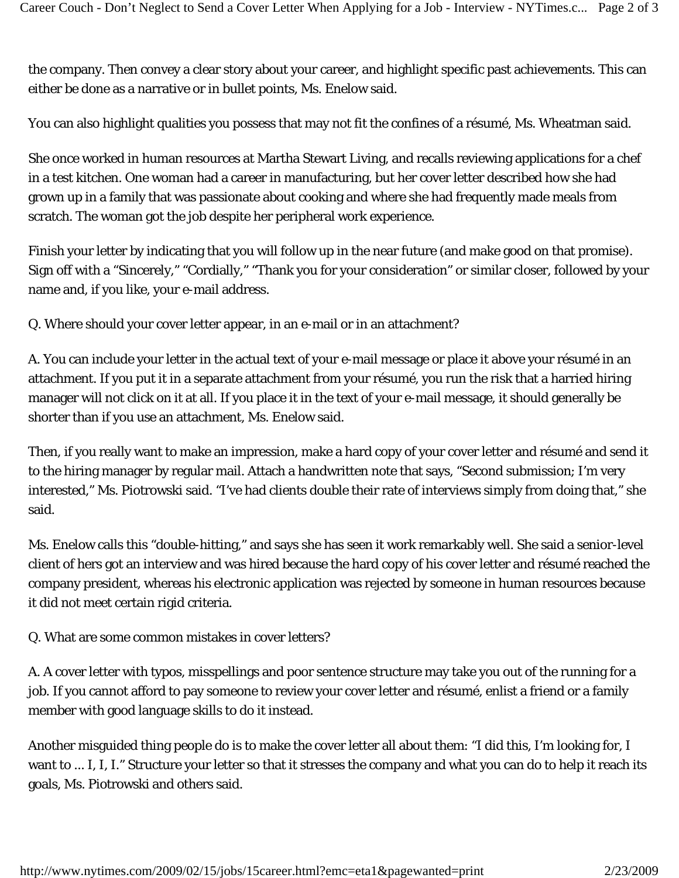the company. Then convey a clear story about your career, and highlight specific past achievements. This can either be done as a narrative or in bullet points, Ms. Enelow said.

You can also highlight qualities you possess that may not fit the confines of a résumé, Ms. Wheatman said.

She once worked in human resources at Martha Stewart Living, and recalls reviewing applications for a chef in a test kitchen. One woman had a career in manufacturing, but her cover letter described how she had grown up in a family that was passionate about cooking and where she had frequently made meals from scratch. The woman got the job despite her peripheral work experience.

Finish your letter by indicating that you will follow up in the near future (and make good on that promise). Sign off with a "Sincerely," "Cordially," "Thank you for your consideration" or similar closer, followed by your name and, if you like, your e-mail address.

Q. Where should your cover letter appear, in an e-mail or in an attachment?

A. You can include your letter in the actual text of your e-mail message or place it above your résumé in an attachment. If you put it in a separate attachment from your résumé, you run the risk that a harried hiring manager will not click on it at all. If you place it in the text of your e-mail message, it should generally be shorter than if you use an attachment, Ms. Enelow said.

Then, if you really want to make an impression, make a hard copy of your cover letter and résumé and send it to the hiring manager by regular mail. Attach a handwritten note that says, "Second submission; I'm very interested," Ms. Piotrowski said. "I've had clients double their rate of interviews simply from doing that," she said.

Ms. Enelow calls this "double-hitting," and says she has seen it work remarkably well. She said a senior-level client of hers got an interview and was hired because the hard copy of his cover letter and résumé reached the company president, whereas his electronic application was rejected by someone in human resources because it did not meet certain rigid criteria.

Q. What are some common mistakes in cover letters?

A. A cover letter with typos, misspellings and poor sentence structure may take you out of the running for a job. If you cannot afford to pay someone to review your cover letter and résumé, enlist a friend or a family member with good language skills to do it instead.

Another misguided thing people do is to make the cover letter all about them: "I did this, I'm looking for, I want to ... I, I, I." Structure your letter so that it stresses the company and what you can do to help it reach its goals, Ms. Piotrowski and others said.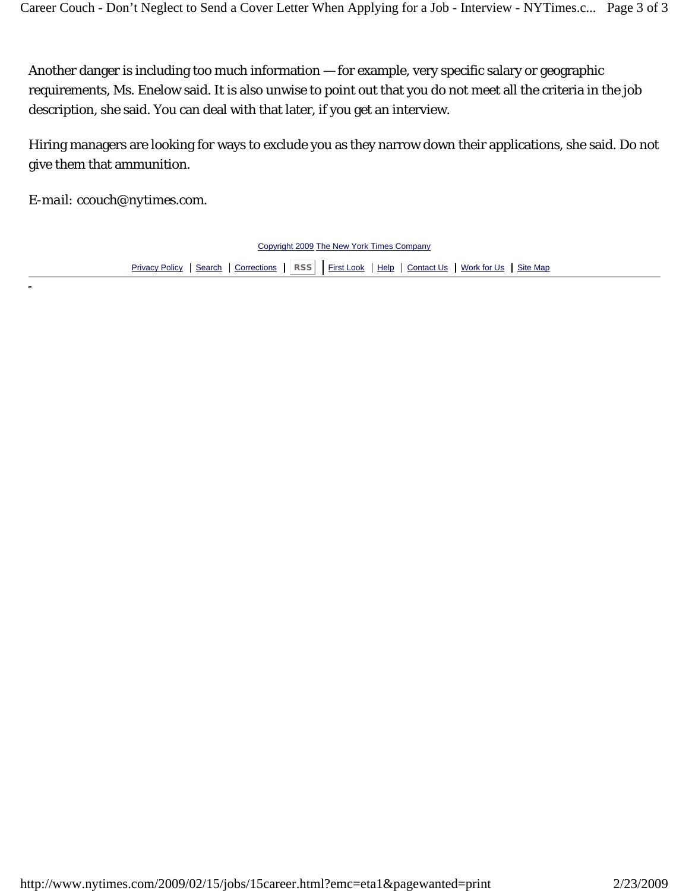Another danger is including too much information — for example, very specific salary or geographic requirements, Ms. Enelow said. It is also unwise to point out that you do not meet all the criteria in the job description, she said. You can deal with that later, if you get an interview.

Hiring managers are looking for ways to exclude you as they narrow down their applications, she said. Do not give them that ammunition.

E-mail: ccouch@nytimes.com.

Copyright 2009 The New York Times Company

Privacy Policy | Search | Corrections | RSS | First Look | Help | Contact Us | Work for Us | Site Map